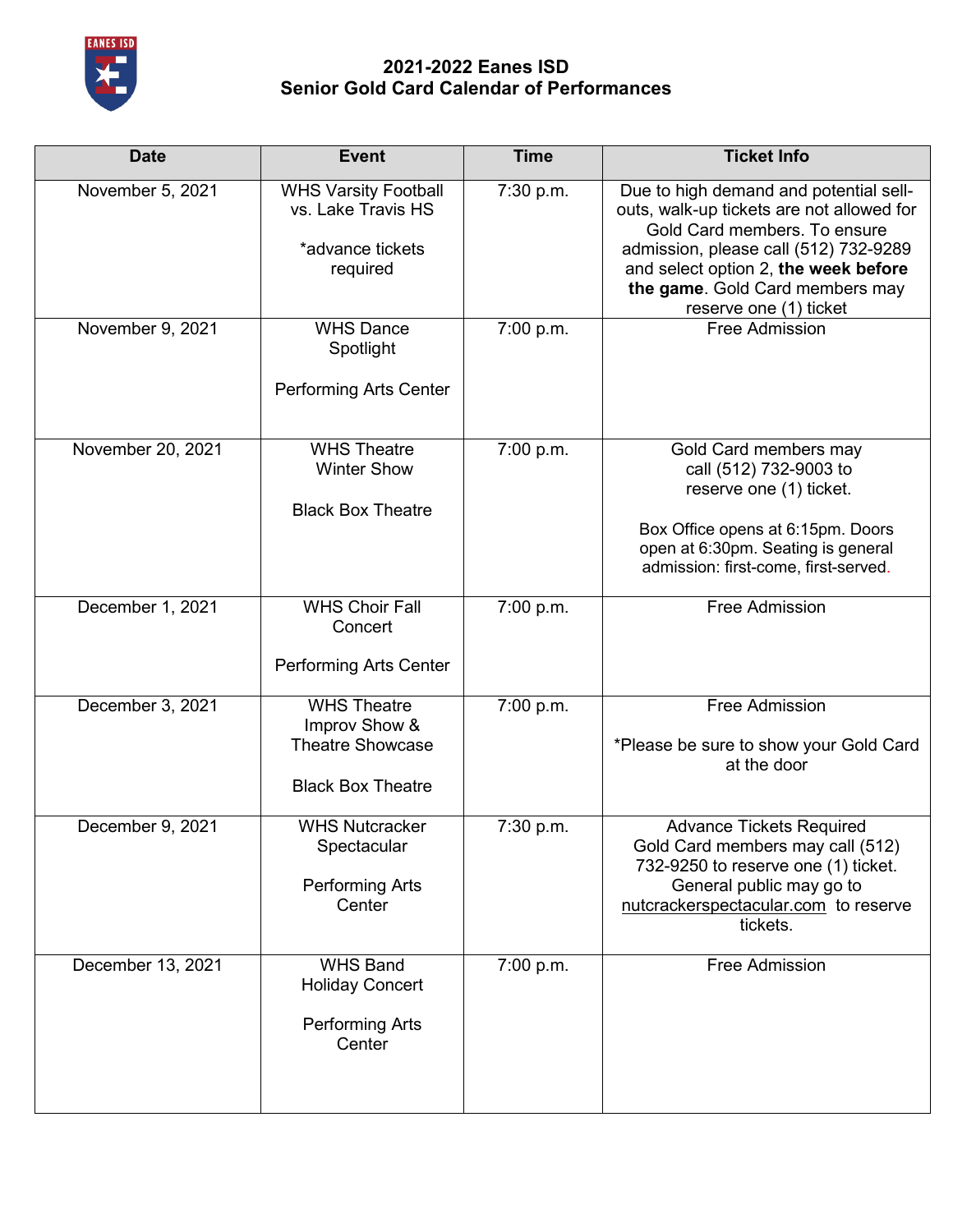# 2021-2022 Eanes ISD
# Senior Gold Card Calendar of Performances

| Date | Event | Time | Ticket Info |
|---|---|---|---|
| November 5, 2021 | WHS Varsity Football vs. Lake Travis HS<br><br>*advance tickets required | 7:30 p.m. | Due to high demand and potential sell-outs, walk-up tickets are not allowed for Gold Card members. To ensure admission, please call (512) 732-9289 and select option 2, **the week before the game**. Gold Card members may reserve one (1) ticket |
| November 9, 2021 | WHS Dance Spotlight<br><br>Performing Arts Center | 7:00 p.m. | Free Admission |
| November 20, 2021 | WHS Theatre Winter Show<br><br>Black Box Theatre | 7:00 p.m. | Gold Card members may call (512) 732-9003 to reserve one (1) ticket.<br><br>Box Office opens at 6:15pm. Doors open at 6:30pm. Seating is general admission: first-come, first-served. |
| December 1, 2021 | WHS Choir Fall Concert<br><br>Performing Arts Center | 7:00 p.m. | Free Admission |
| December 3, 2021 | WHS Theatre Improv Show & Theatre Showcase<br><br>Black Box Theatre | 7:00 p.m. | Free Admission<br><br>*Please be sure to show your Gold Card at the door |
| December 9, 2021 | WHS Nutcracker Spectacular<br><br>Performing Arts Center | 7:30 p.m. | Advance Tickets Required<br>Gold Card members may call (512) 732-9250 to reserve one (1) ticket.<br>General public may go to nutcrackerspectacular.com to reserve tickets. |
| December 13, 2021 | WHS Band Holiday Concert<br><br>Performing Arts Center | 7:00 p.m. | Free Admission |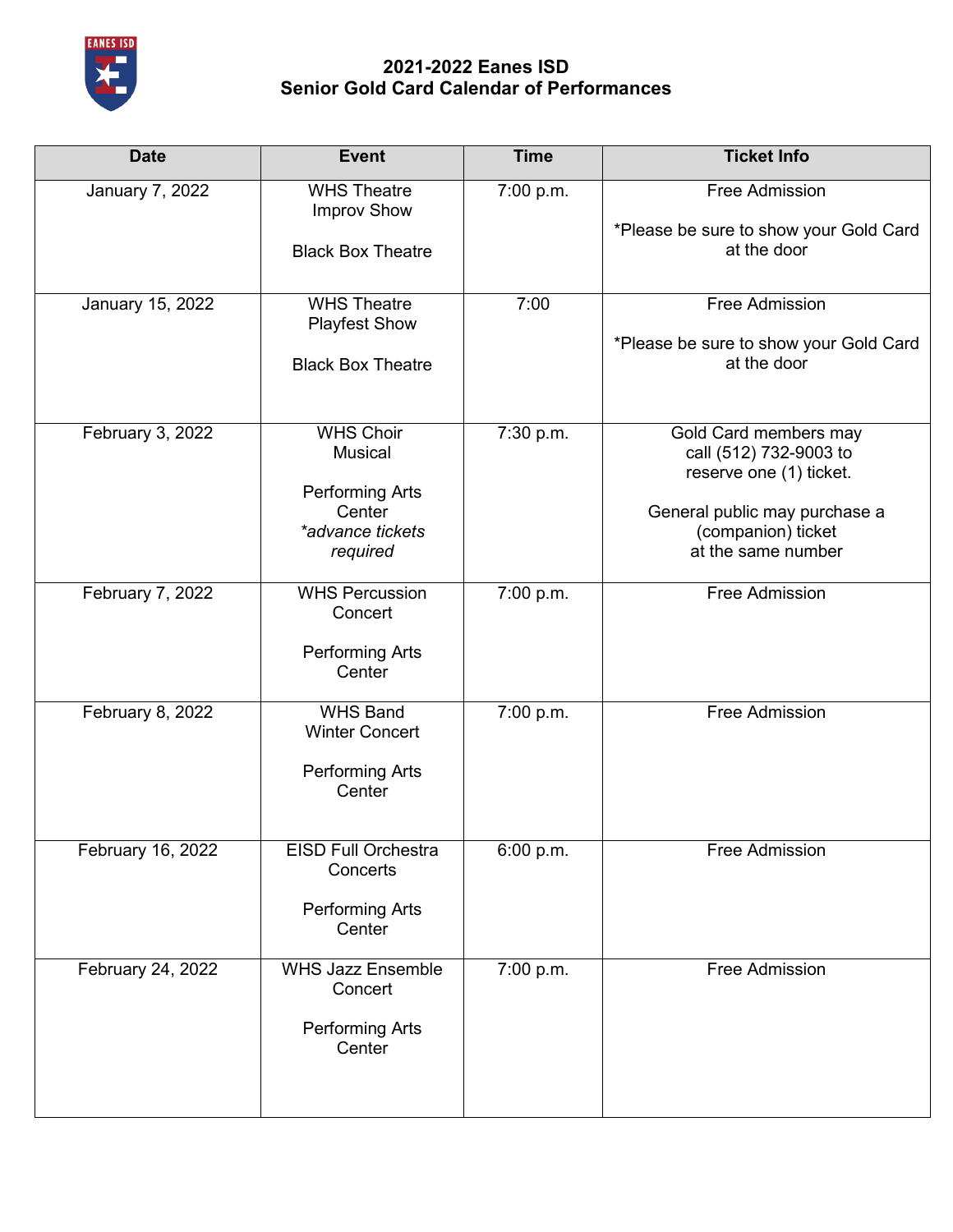# 2021-2022 Eanes ISD
# Senior Gold Card Calendar of Performances

| Date | Event | Time | Ticket Info |
|---|---|---|---|
| January 7, 2022 | WHS Theatre Improv Show<br><br>Black Box Theatre | 7:00 p.m. | Free Admission<br><br>*Please be sure to show your Gold Card at the door |
| January 15, 2022 | WHS Theatre Playfest Show<br><br>Black Box Theatre | 7:00 | Free Admission<br><br>*Please be sure to show your Gold Card at the door |
| February 3, 2022 | WHS Choir Musical<br><br>Performing Arts Center<br>*\*advance tickets required* | 7:30 p.m. | Gold Card members may call (512) 732-9003 to reserve one (1) ticket.<br><br>General public may purchase a (companion) ticket at the same number |
| February 7, 2022 | WHS Percussion Concert<br><br>Performing Arts Center | 7:00 p.m. | Free Admission |
| February 8, 2022 | WHS Band Winter Concert<br><br>Performing Arts Center | 7:00 p.m. | Free Admission |
| February 16, 2022 | EISD Full Orchestra Concerts<br><br>Performing Arts Center | 6:00 p.m. | Free Admission |
| February 24, 2022 | WHS Jazz Ensemble Concert<br><br>Performing Arts Center | 7:00 p.m. | Free Admission |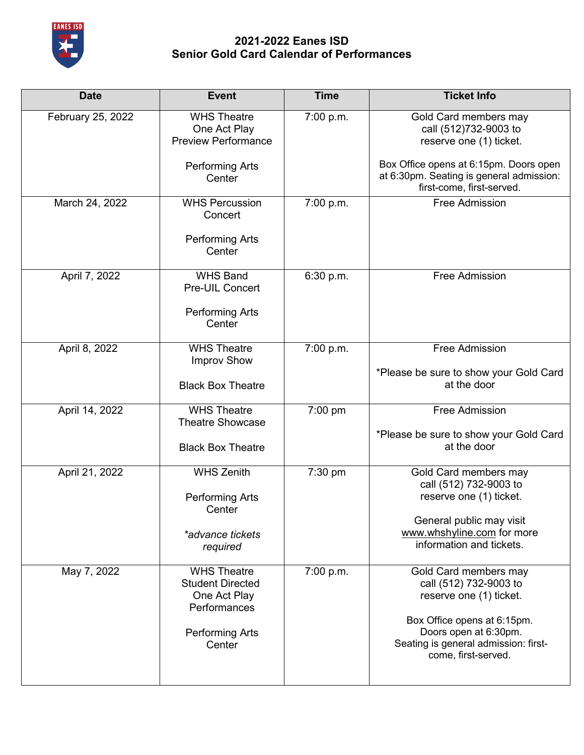# 2021-2022 Eanes ISD
## Senior Gold Card Calendar of Performances

| Date | Event | Time | Ticket Info |
|---|---|---|---|
| February 25, 2022 | WHS Theatre One Act Play Preview Performance<br><br>Performing Arts Center | 7:00 p.m. | Gold Card members may call (512)732-9003 to reserve one (1) ticket.<br><br>Box Office opens at 6:15pm. Doors open at 6:30pm. Seating is general admission: first-come, first-served. |
| March 24, 2022 | WHS Percussion Concert<br><br>Performing Arts Center | 7:00 p.m. | Free Admission |
| April 7, 2022 | WHS Band Pre-UIL Concert<br><br>Performing Arts Center | 6:30 p.m. | Free Admission |
| April 8, 2022 | WHS Theatre Improv Show<br><br>Black Box Theatre | 7:00 p.m. | Free Admission<br><br>*Please be sure to show your Gold Card at the door |
| April 14, 2022 | WHS Theatre Theatre Showcase<br><br>Black Box Theatre | 7:00 pm | Free Admission<br><br>*Please be sure to show your Gold Card at the door |
| April 21, 2022 | WHS Zenith<br><br>Performing Arts Center<br><br>*\*advance tickets required* | 7:30 pm | Gold Card members may call (512) 732-9003 to reserve one (1) ticket.<br><br>General public may visit www.whshyline.com for more information and tickets. |
| May 7, 2022 | WHS Theatre Student Directed One Act Play Performances<br><br>Performing Arts Center | 7:00 p.m. | Gold Card members may call (512) 732-9003 to reserve one (1) ticket.<br><br>Box Office opens at 6:15pm. Doors open at 6:30pm. Seating is general admission: first-come, first-served. |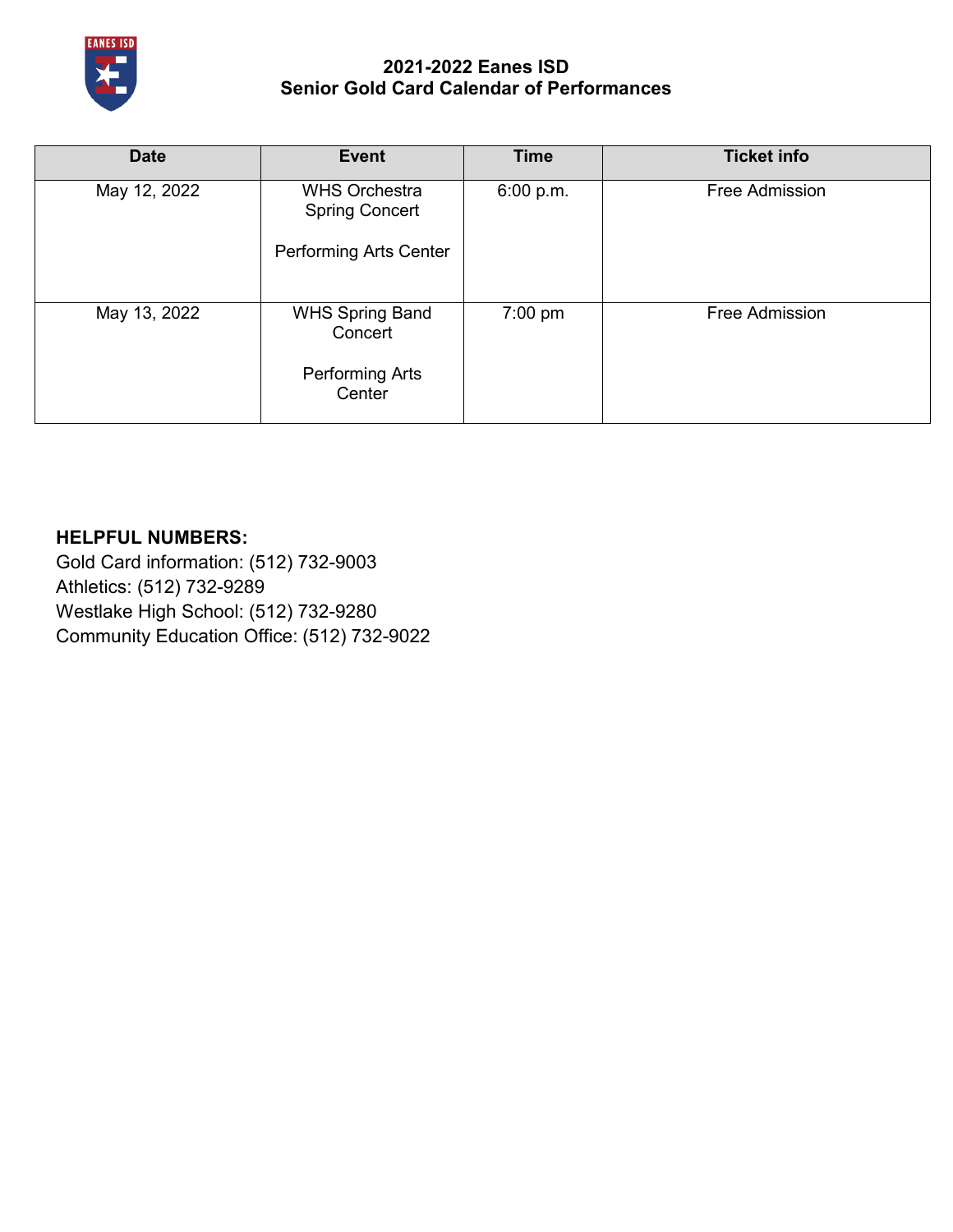## 2021-2022 Eanes ISD
## Senior Gold Card Calendar of Performances

| Date | Event | Time | Ticket info |
|---|---|---|---|
| May 12, 2022 | WHS Orchestra Spring Concert<br><br>Performing Arts Center | 6:00 p.m. | Free Admission |
| May 13, 2022 | WHS Spring Band Concert<br><br>Performing Arts Center | 7:00 pm | Free Admission |

**HELPFUL NUMBERS:**
Gold Card information: (512) 732-9003
Athletics: (512) 732-9289
Westlake High School: (512) 732-9280
Community Education Office: (512) 732-9022